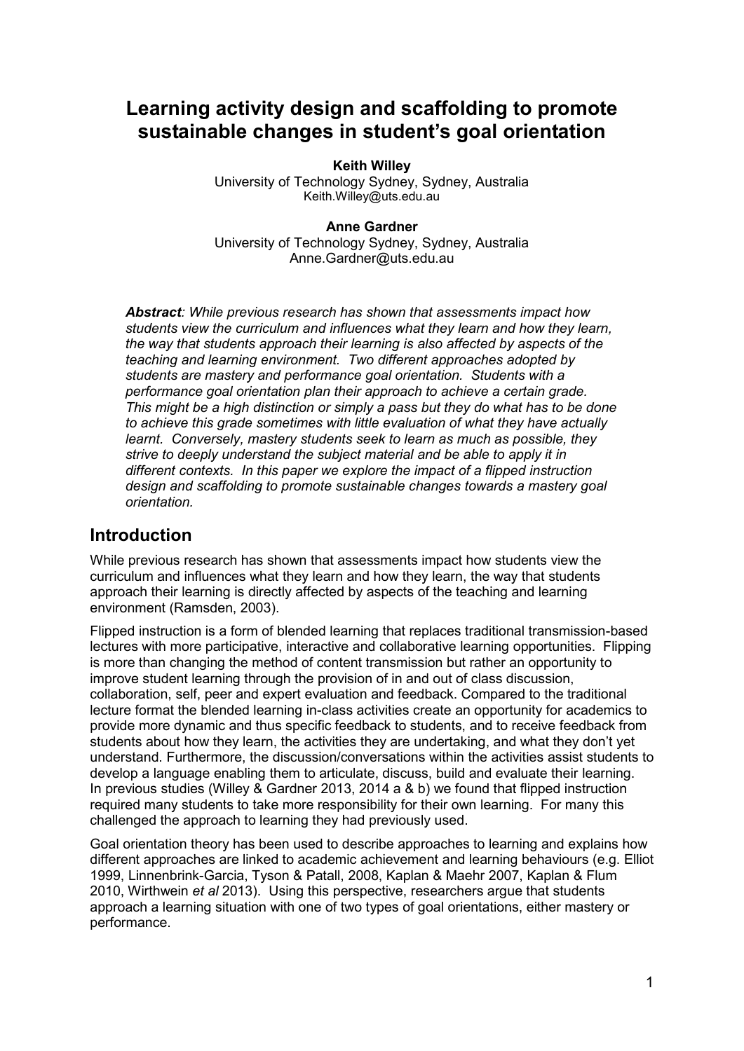# Learning activity design and scaffolding to promote sustainable changes in student's goal orientation

**Keith Willey**
University of Technology Sydney, Sydney, Australia
Keith.Willey@uts.edu.au

**Anne Gardner**
University of Technology Sydney, Sydney, Australia
Anne.Gardner@uts.edu.au

***Abstract**: While previous research has shown that assessments impact how students view the curriculum and influences what they learn and how they learn, the way that students approach their learning is also affected by aspects of the teaching and learning environment. Two different approaches adopted by students are mastery and performance goal orientation. Students with a performance goal orientation plan their approach to achieve a certain grade. This might be a high distinction or simply a pass but they do what has to be done to achieve this grade sometimes with little evaluation of what they have actually learnt. Conversely, mastery students seek to learn as much as possible, they strive to deeply understand the subject material and be able to apply it in different contexts. In this paper we explore the impact of a flipped instruction design and scaffolding to promote sustainable changes towards a mastery goal orientation.*

## Introduction

While previous research has shown that assessments impact how students view the curriculum and influences what they learn and how they learn, the way that students approach their learning is directly affected by aspects of the teaching and learning environment (Ramsden, 2003).

Flipped instruction is a form of blended learning that replaces traditional transmission-based lectures with more participative, interactive and collaborative learning opportunities. Flipping is more than changing the method of content transmission but rather an opportunity to improve student learning through the provision of in and out of class discussion, collaboration, self, peer and expert evaluation and feedback. Compared to the traditional lecture format the blended learning in-class activities create an opportunity for academics to provide more dynamic and thus specific feedback to students, and to receive feedback from students about how they learn, the activities they are undertaking, and what they don't yet understand. Furthermore, the discussion/conversations within the activities assist students to develop a language enabling them to articulate, discuss, build and evaluate their learning. In previous studies (Willey & Gardner 2013, 2014 a & b) we found that flipped instruction required many students to take more responsibility for their own learning. For many this challenged the approach to learning they had previously used.

Goal orientation theory has been used to describe approaches to learning and explains how different approaches are linked to academic achievement and learning behaviours (e.g. Elliot 1999, Linnenbrink-Garcia, Tyson & Patall, 2008, Kaplan & Maehr 2007, Kaplan & Flum 2010, Wirthwein *et al* 2013). Using this perspective, researchers argue that students approach a learning situation with one of two types of goal orientations, either mastery or performance.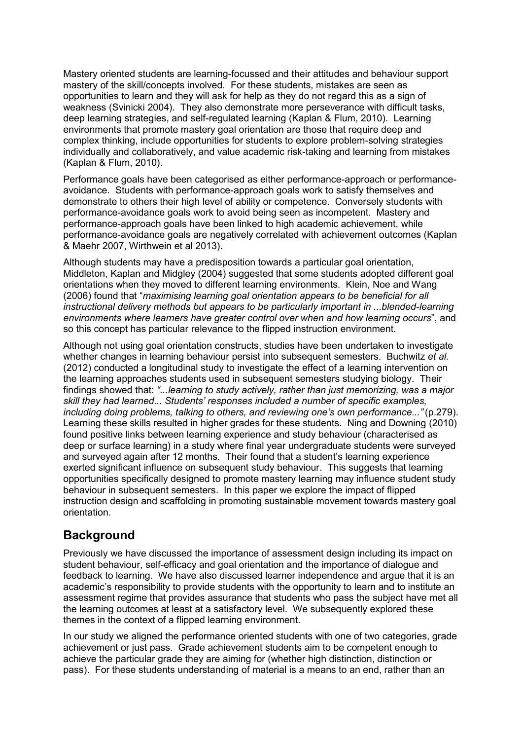Mastery oriented students are learning-focussed and their attitudes and behaviour support mastery of the skill/concepts involved. For these students, mistakes are seen as opportunities to learn and they will ask for help as they do not regard this as a sign of weakness (Svinicki 2004). They also demonstrate more perseverance with difficult tasks, deep learning strategies, and self-regulated learning (Kaplan & Flum, 2010). Learning environments that promote mastery goal orientation are those that require deep and complex thinking, include opportunities for students to explore problem-solving strategies individually and collaboratively, and value academic risk-taking and learning from mistakes (Kaplan & Flum, 2010).

Performance goals have been categorised as either performance-approach or performance-avoidance. Students with performance-approach goals work to satisfy themselves and demonstrate to others their high level of ability or competence. Conversely students with performance-avoidance goals work to avoid being seen as incompetent. Mastery and performance-approach goals have been linked to high academic achievement, while performance-avoidance goals are negatively correlated with achievement outcomes (Kaplan & Maehr 2007, Wirthwein et al 2013).

Although students may have a predisposition towards a particular goal orientation, Middleton, Kaplan and Midgley (2004) suggested that some students adopted different goal orientations when they moved to different learning environments. Klein, Noe and Wang (2006) found that "*maximising learning goal orientation appears to be beneficial for all instructional delivery methods but appears to be particularly important in ...blended-learning environments where learners have greater control over when and how learning occurs*", and so this concept has particular relevance to the flipped instruction environment.

Although not using goal orientation constructs, studies have been undertaken to investigate whether changes in learning behaviour persist into subsequent semesters. Buchwitz *et al.* (2012) conducted a longitudinal study to investigate the effect of a learning intervention on the learning approaches students used in subsequent semesters studying biology. Their findings showed that: *"...learning to study actively, rather than just memorizing, was a major skill they had learned... Students' responses included a number of specific examples, including doing problems, talking to others, and reviewing one's own performance..."* (p.279). Learning these skills resulted in higher grades for these students. Ning and Downing (2010) found positive links between learning experience and study behaviour (characterised as deep or surface learning) in a study where final year undergraduate students were surveyed and surveyed again after 12 months. Their found that a student's learning experience exerted significant influence on subsequent study behaviour. This suggests that learning opportunities specifically designed to promote mastery learning may influence student study behaviour in subsequent semesters. In this paper we explore the impact of flipped instruction design and scaffolding in promoting sustainable movement towards mastery goal orientation.

## Background

Previously we have discussed the importance of assessment design including its impact on student behaviour, self-efficacy and goal orientation and the importance of dialogue and feedback to learning. We have also discussed learner independence and argue that it is an academic's responsibility to provide students with the opportunity to learn and to institute an assessment regime that provides assurance that students who pass the subject have met all the learning outcomes at least at a satisfactory level. We subsequently explored these themes in the context of a flipped learning environment.

In our study we aligned the performance oriented students with one of two categories, grade achievement or just pass. Grade achievement students aim to be competent enough to achieve the particular grade they are aiming for (whether high distinction, distinction or pass). For these students understanding of material is a means to an end, rather than an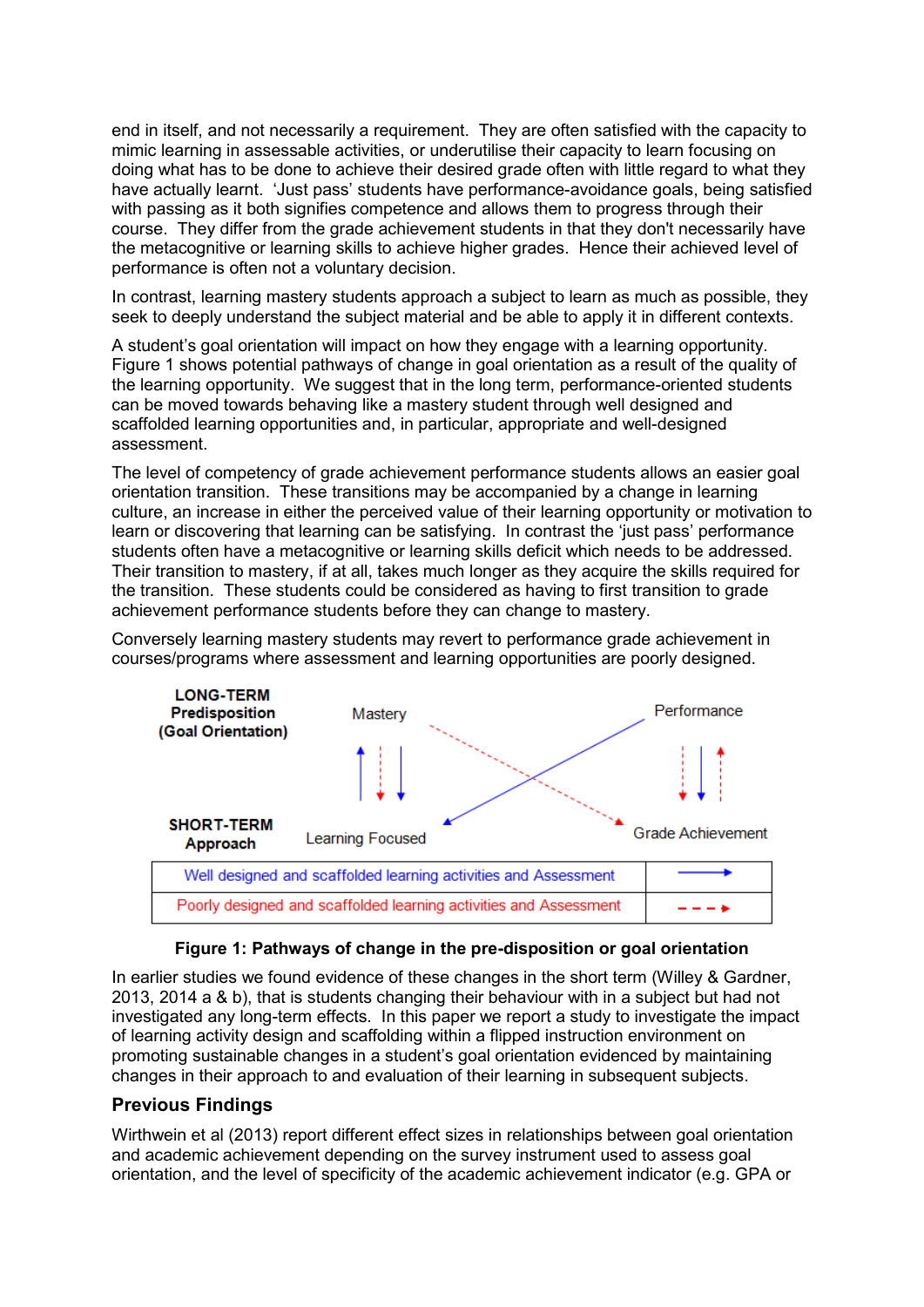end in itself, and not necessarily a requirement. They are often satisfied with the capacity to mimic learning in assessable activities, or underutilise their capacity to learn focusing on doing what has to be done to achieve their desired grade often with little regard to what they have actually learnt. 'Just pass' students have performance-avoidance goals, being satisfied with passing as it both signifies competence and allows them to progress through their course. They differ from the grade achievement students in that they don't necessarily have the metacognitive or learning skills to achieve higher grades. Hence their achieved level of performance is often not a voluntary decision.

In contrast, learning mastery students approach a subject to learn as much as possible, they seek to deeply understand the subject material and be able to apply it in different contexts.

A student's goal orientation will impact on how they engage with a learning opportunity. Figure 1 shows potential pathways of change in goal orientation as a result of the quality of the learning opportunity. We suggest that in the long term, performance-oriented students can be moved towards behaving like a mastery student through well designed and scaffolded learning opportunities and, in particular, appropriate and well-designed assessment.

The level of competency of grade achievement performance students allows an easier goal orientation transition. These transitions may be accompanied by a change in learning culture, an increase in either the perceived value of their learning opportunity or motivation to learn or discovering that learning can be satisfying. In contrast the 'just pass' performance students often have a metacognitive or learning skills deficit which needs to be addressed. Their transition to mastery, if at all, takes much longer as they acquire the skills required for the transition. These students could be considered as having to first transition to grade achievement performance students before they can change to mastery.

Conversely learning mastery students may revert to performance grade achievement in courses/programs where assessment and learning opportunities are poorly designed.

**LONG-TERM Predisposition (Goal Orientation)** — Mastery — Performance

**SHORT-TERM Approach** — Learning Focused — Grade Achievement

| | |
|---|---|
| Well designed and scaffolded learning activities and Assessment | ⟶ |
| Poorly designed and scaffolded learning activities and Assessment | - - -> |

**Figure 1: Pathways of change in the pre-disposition or goal orientation**

In earlier studies we found evidence of these changes in the short term (Willey & Gardner, 2013, 2014 a & b), that is students changing their behaviour with in a subject but had not investigated any long-term effects. In this paper we report a study to investigate the impact of learning activity design and scaffolding within a flipped instruction environment on promoting sustainable changes in a student's goal orientation evidenced by maintaining changes in their approach to and evaluation of their learning in subsequent subjects.

## Previous Findings

Wirthwein et al (2013) report different effect sizes in relationships between goal orientation and academic achievement depending on the survey instrument used to assess goal orientation, and the level of specificity of the academic achievement indicator (e.g. GPA or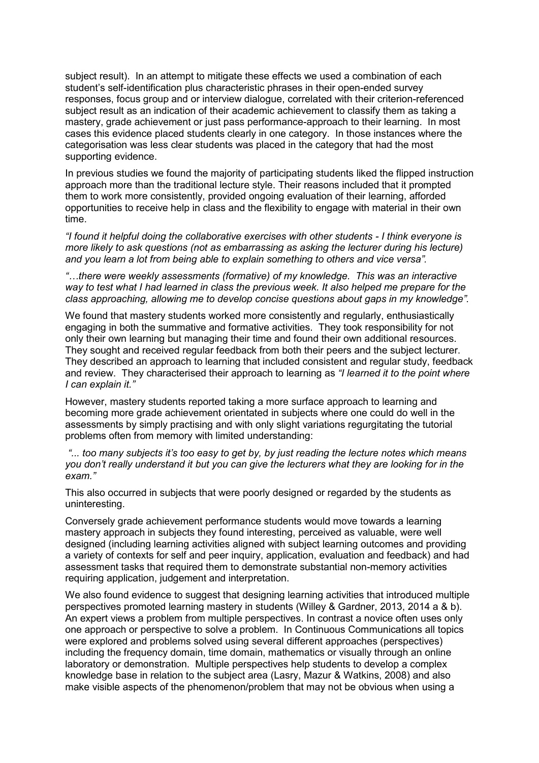subject result). In an attempt to mitigate these effects we used a combination of each student's self-identification plus characteristic phrases in their open-ended survey responses, focus group and or interview dialogue, correlated with their criterion-referenced subject result as an indication of their academic achievement to classify them as taking a mastery, grade achievement or just pass performance-approach to their learning. In most cases this evidence placed students clearly in one category. In those instances where the categorisation was less clear students was placed in the category that had the most supporting evidence.

In previous studies we found the majority of participating students liked the flipped instruction approach more than the traditional lecture style. Their reasons included that it prompted them to work more consistently, provided ongoing evaluation of their learning, afforded opportunities to receive help in class and the flexibility to engage with material in their own time.

*"I found it helpful doing the collaborative exercises with other students - I think everyone is more likely to ask questions (not as embarrassing as asking the lecturer during his lecture) and you learn a lot from being able to explain something to others and vice versa".*

*"…there were weekly assessments (formative) of my knowledge. This was an interactive way to test what I had learned in class the previous week. It also helped me prepare for the class approaching, allowing me to develop concise questions about gaps in my knowledge".*

We found that mastery students worked more consistently and regularly, enthusiastically engaging in both the summative and formative activities. They took responsibility for not only their own learning but managing their time and found their own additional resources. They sought and received regular feedback from both their peers and the subject lecturer. They described an approach to learning that included consistent and regular study, feedback and review. They characterised their approach to learning as *"I learned it to the point where I can explain it."*

However, mastery students reported taking a more surface approach to learning and becoming more grade achievement orientated in subjects where one could do well in the assessments by simply practising and with only slight variations regurgitating the tutorial problems often from memory with limited understanding:

*"... too many subjects it's too easy to get by, by just reading the lecture notes which means you don't really understand it but you can give the lecturers what they are looking for in the exam."*

This also occurred in subjects that were poorly designed or regarded by the students as uninteresting.

Conversely grade achievement performance students would move towards a learning mastery approach in subjects they found interesting, perceived as valuable, were well designed (including learning activities aligned with subject learning outcomes and providing a variety of contexts for self and peer inquiry, application, evaluation and feedback) and had assessment tasks that required them to demonstrate substantial non-memory activities requiring application, judgement and interpretation.

We also found evidence to suggest that designing learning activities that introduced multiple perspectives promoted learning mastery in students (Willey & Gardner, 2013, 2014 a & b). An expert views a problem from multiple perspectives. In contrast a novice often uses only one approach or perspective to solve a problem. In Continuous Communications all topics were explored and problems solved using several different approaches (perspectives) including the frequency domain, time domain, mathematics or visually through an online laboratory or demonstration. Multiple perspectives help students to develop a complex knowledge base in relation to the subject area (Lasry, Mazur & Watkins, 2008) and also make visible aspects of the phenomenon/problem that may not be obvious when using a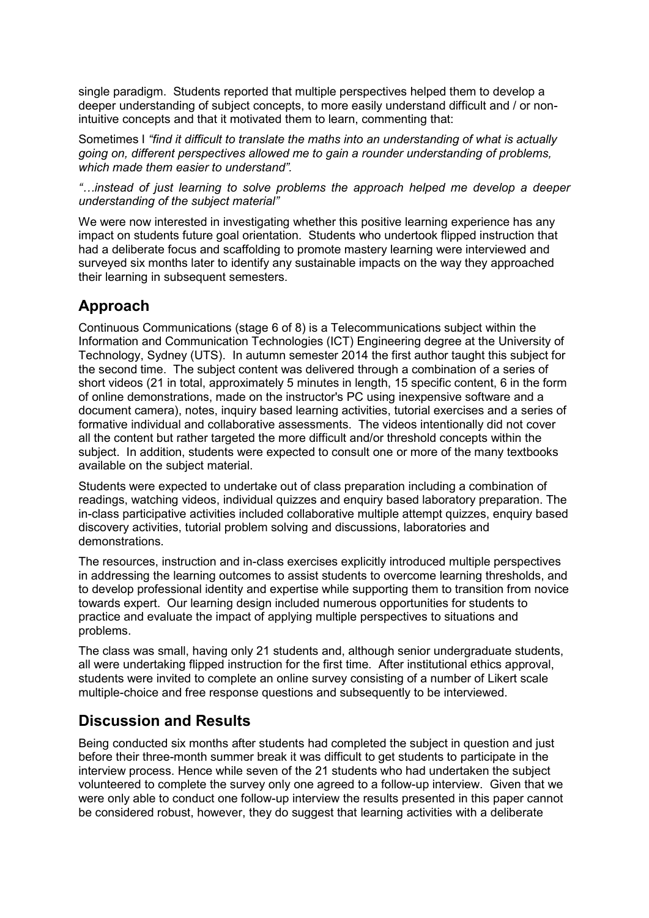single paradigm. Students reported that multiple perspectives helped them to develop a deeper understanding of subject concepts, to more easily understand difficult and / or non-intuitive concepts and that it motivated them to learn, commenting that:

Sometimes I *"find it difficult to translate the maths into an understanding of what is actually going on, different perspectives allowed me to gain a rounder understanding of problems, which made them easier to understand".*

*"…instead of just learning to solve problems the approach helped me develop a deeper understanding of the subject material"*

We were now interested in investigating whether this positive learning experience has any impact on students future goal orientation. Students who undertook flipped instruction that had a deliberate focus and scaffolding to promote mastery learning were interviewed and surveyed six months later to identify any sustainable impacts on the way they approached their learning in subsequent semesters.

## Approach

Continuous Communications (stage 6 of 8) is a Telecommunications subject within the Information and Communication Technologies (ICT) Engineering degree at the University of Technology, Sydney (UTS). In autumn semester 2014 the first author taught this subject for the second time. The subject content was delivered through a combination of a series of short videos (21 in total, approximately 5 minutes in length, 15 specific content, 6 in the form of online demonstrations, made on the instructor's PC using inexpensive software and a document camera), notes, inquiry based learning activities, tutorial exercises and a series of formative individual and collaborative assessments. The videos intentionally did not cover all the content but rather targeted the more difficult and/or threshold concepts within the subject. In addition, students were expected to consult one or more of the many textbooks available on the subject material.

Students were expected to undertake out of class preparation including a combination of readings, watching videos, individual quizzes and enquiry based laboratory preparation. The in-class participative activities included collaborative multiple attempt quizzes, enquiry based discovery activities, tutorial problem solving and discussions, laboratories and demonstrations.

The resources, instruction and in-class exercises explicitly introduced multiple perspectives in addressing the learning outcomes to assist students to overcome learning thresholds, and to develop professional identity and expertise while supporting them to transition from novice towards expert. Our learning design included numerous opportunities for students to practice and evaluate the impact of applying multiple perspectives to situations and problems.

The class was small, having only 21 students and, although senior undergraduate students, all were undertaking flipped instruction for the first time. After institutional ethics approval, students were invited to complete an online survey consisting of a number of Likert scale multiple-choice and free response questions and subsequently to be interviewed.

## Discussion and Results

Being conducted six months after students had completed the subject in question and just before their three-month summer break it was difficult to get students to participate in the interview process. Hence while seven of the 21 students who had undertaken the subject volunteered to complete the survey only one agreed to a follow-up interview. Given that we were only able to conduct one follow-up interview the results presented in this paper cannot be considered robust, however, they do suggest that learning activities with a deliberate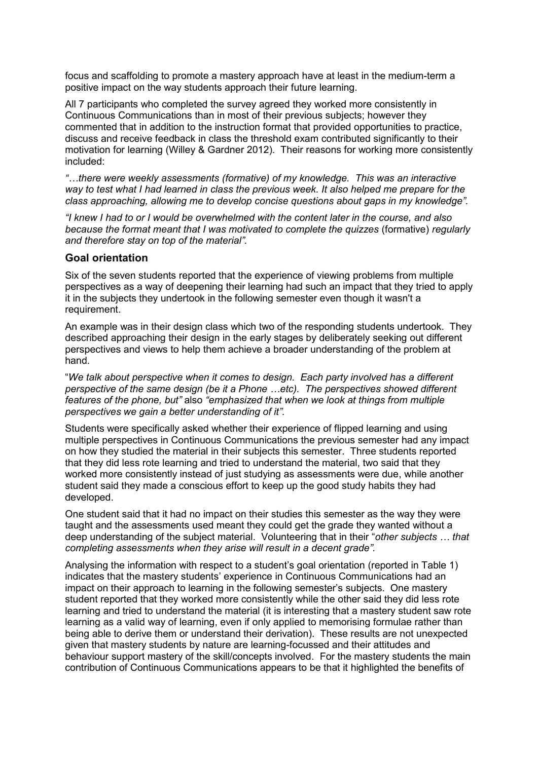focus and scaffolding to promote a mastery approach have at least in the medium-term a positive impact on the way students approach their future learning.

All 7 participants who completed the survey agreed they worked more consistently in Continuous Communications than in most of their previous subjects; however they commented that in addition to the instruction format that provided opportunities to practice, discuss and receive feedback in class the threshold exam contributed significantly to their motivation for learning (Willey & Gardner 2012). Their reasons for working more consistently included:

*"…there were weekly assessments (formative) of my knowledge. This was an interactive way to test what I had learned in class the previous week. It also helped me prepare for the class approaching, allowing me to develop concise questions about gaps in my knowledge".*

*"I knew I had to or I would be overwhelmed with the content later in the course, and also because the format meant that I was motivated to complete the quizzes* (formative) *regularly and therefore stay on top of the material".*

## Goal orientation

Six of the seven students reported that the experience of viewing problems from multiple perspectives as a way of deepening their learning had such an impact that they tried to apply it in the subjects they undertook in the following semester even though it wasn't a requirement.

An example was in their design class which two of the responding students undertook. They described approaching their design in the early stages by deliberately seeking out different perspectives and views to help them achieve a broader understanding of the problem at hand.

"*We talk about perspective when it comes to design. Each party involved has a different perspective of the same design (be it a Phone …etc). The perspectives showed different features of the phone, but"* also *"emphasized that when we look at things from multiple perspectives we gain a better understanding of it".*

Students were specifically asked whether their experience of flipped learning and using multiple perspectives in Continuous Communications the previous semester had any impact on how they studied the material in their subjects this semester. Three students reported that they did less rote learning and tried to understand the material, two said that they worked more consistently instead of just studying as assessments were due, while another student said they made a conscious effort to keep up the good study habits they had developed.

One student said that it had no impact on their studies this semester as the way they were taught and the assessments used meant they could get the grade they wanted without a deep understanding of the subject material. Volunteering that in their "*other subjects … that completing assessments when they arise will result in a decent grade".*

Analysing the information with respect to a student's goal orientation (reported in Table 1) indicates that the mastery students' experience in Continuous Communications had an impact on their approach to learning in the following semester's subjects. One mastery student reported that they worked more consistently while the other said they did less rote learning and tried to understand the material (it is interesting that a mastery student saw rote learning as a valid way of learning, even if only applied to memorising formulae rather than being able to derive them or understand their derivation). These results are not unexpected given that mastery students by nature are learning-focussed and their attitudes and behaviour support mastery of the skill/concepts involved. For the mastery students the main contribution of Continuous Communications appears to be that it highlighted the benefits of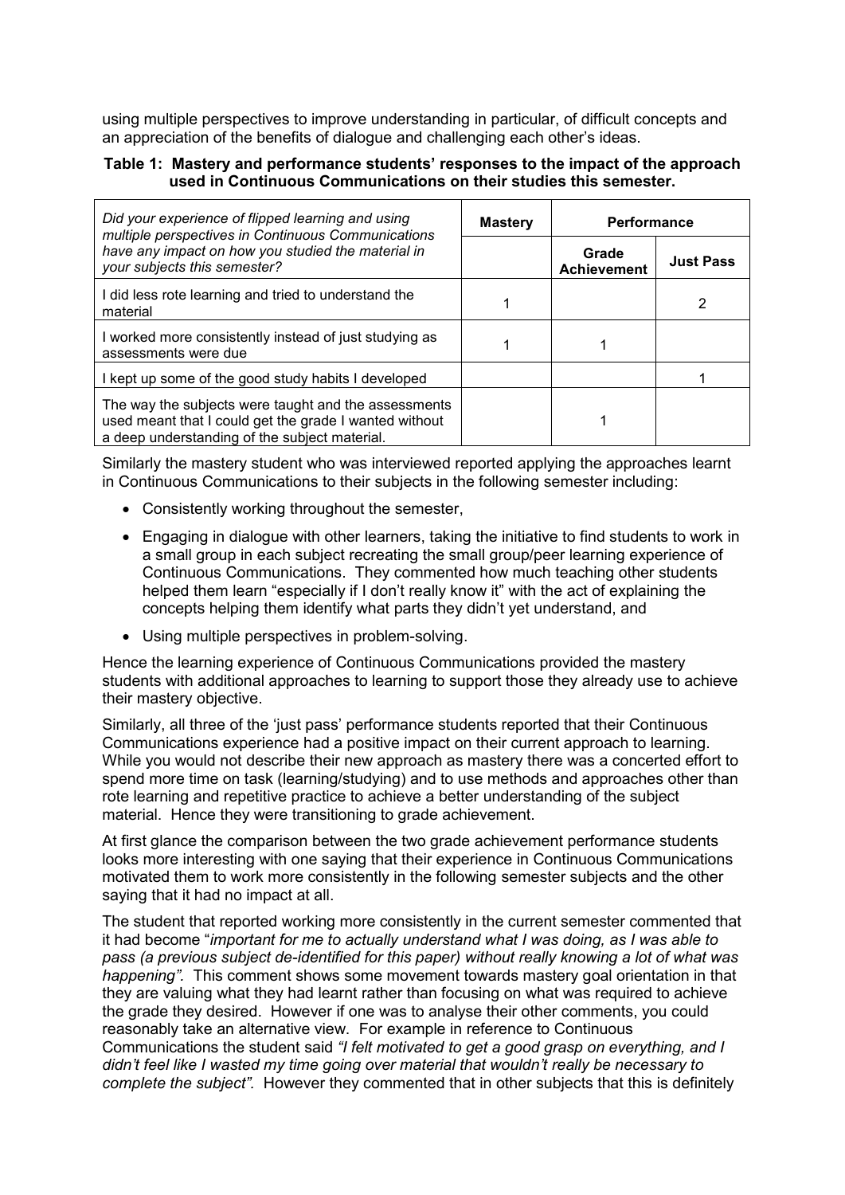using multiple perspectives to improve understanding in particular, of difficult concepts and an appreciation of the benefits of dialogue and challenging each other's ideas.

**Table 1: Mastery and performance students' responses to the impact of the approach used in Continuous Communications on their studies this semester.**

| *Did your experience of flipped learning and using multiple perspectives in Continuous Communications have any impact on how you studied the material in your subjects this semester?* | **Mastery** | **Performance** | |
|---|---|---|---|
| | | **Grade Achievement** | **Just Pass** |
| I did less rote learning and tried to understand the material | 1 | | 2 |
| I worked more consistently instead of just studying as assessments were due | 1 | 1 | |
| I kept up some of the good study habits I developed | | | 1 |
| The way the subjects were taught and the assessments used meant that I could get the grade I wanted without a deep understanding of the subject material. | | 1 | |

Similarly the mastery student who was interviewed reported applying the approaches learnt in Continuous Communications to their subjects in the following semester including:

- Consistently working throughout the semester,
- Engaging in dialogue with other learners, taking the initiative to find students to work in a small group in each subject recreating the small group/peer learning experience of Continuous Communications. They commented how much teaching other students helped them learn "especially if I don't really know it" with the act of explaining the concepts helping them identify what parts they didn't yet understand, and
- Using multiple perspectives in problem-solving.

Hence the learning experience of Continuous Communications provided the mastery students with additional approaches to learning to support those they already use to achieve their mastery objective.

Similarly, all three of the 'just pass' performance students reported that their Continuous Communications experience had a positive impact on their current approach to learning. While you would not describe their new approach as mastery there was a concerted effort to spend more time on task (learning/studying) and to use methods and approaches other than rote learning and repetitive practice to achieve a better understanding of the subject material. Hence they were transitioning to grade achievement.

At first glance the comparison between the two grade achievement performance students looks more interesting with one saying that their experience in Continuous Communications motivated them to work more consistently in the following semester subjects and the other saying that it had no impact at all.

The student that reported working more consistently in the current semester commented that it had become "*important for me to actually understand what I was doing, as I was able to pass (a previous subject de-identified for this paper) without really knowing a lot of what was happening".* This comment shows some movement towards mastery goal orientation in that they are valuing what they had learnt rather than focusing on what was required to achieve the grade they desired. However if one was to analyse their other comments, you could reasonably take an alternative view. For example in reference to Continuous Communications the student said *"I felt motivated to get a good grasp on everything, and I didn't feel like I wasted my time going over material that wouldn't really be necessary to complete the subject".* However they commented that in other subjects that this is definitely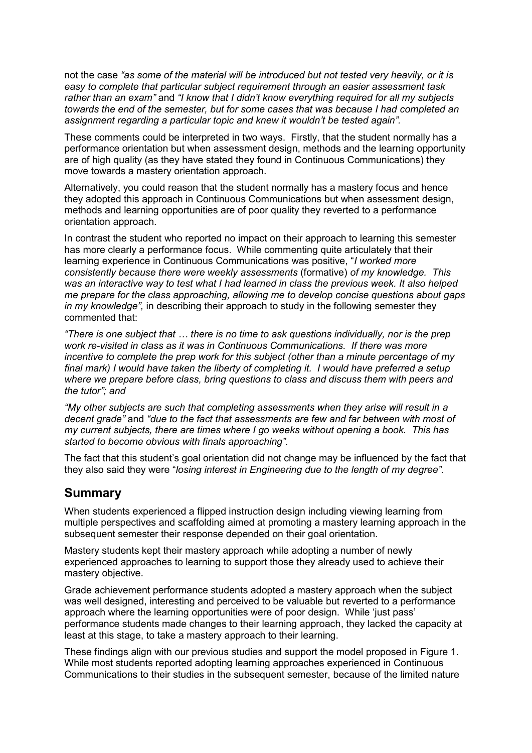not the case *"as some of the material will be introduced but not tested very heavily, or it is easy to complete that particular subject requirement through an easier assessment task rather than an exam"* and *"I know that I didn't know everything required for all my subjects towards the end of the semester, but for some cases that was because I had completed an assignment regarding a particular topic and knew it wouldn't be tested again".*

These comments could be interpreted in two ways. Firstly, that the student normally has a performance orientation but when assessment design, methods and the learning opportunity are of high quality (as they have stated they found in Continuous Communications) they move towards a mastery orientation approach.

Alternatively, you could reason that the student normally has a mastery focus and hence they adopted this approach in Continuous Communications but when assessment design, methods and learning opportunities are of poor quality they reverted to a performance orientation approach.

In contrast the student who reported no impact on their approach to learning this semester has more clearly a performance focus. While commenting quite articulately that their learning experience in Continuous Communications was positive, "*I worked more consistently because there were weekly assessments* (formative) *of my knowledge. This was an interactive way to test what I had learned in class the previous week. It also helped me prepare for the class approaching, allowing me to develop concise questions about gaps in my knowledge",* in describing their approach to study in the following semester they commented that:

*"There is one subject that … there is no time to ask questions individually, nor is the prep work re-visited in class as it was in Continuous Communications. If there was more incentive to complete the prep work for this subject (other than a minute percentage of my final mark) I would have taken the liberty of completing it. I would have preferred a setup where we prepare before class, bring questions to class and discuss them with peers and the tutor"; and*

*"My other subjects are such that completing assessments when they arise will result in a decent grade"* and *"due to the fact that assessments are few and far between with most of my current subjects, there are times where I go weeks without opening a book. This has started to become obvious with finals approaching".*

The fact that this student's goal orientation did not change may be influenced by the fact that they also said they were "*losing interest in Engineering due to the length of my degree".*

## Summary

When students experienced a flipped instruction design including viewing learning from multiple perspectives and scaffolding aimed at promoting a mastery learning approach in the subsequent semester their response depended on their goal orientation.

Mastery students kept their mastery approach while adopting a number of newly experienced approaches to learning to support those they already used to achieve their mastery objective.

Grade achievement performance students adopted a mastery approach when the subject was well designed, interesting and perceived to be valuable but reverted to a performance approach where the learning opportunities were of poor design. While 'just pass' performance students made changes to their learning approach, they lacked the capacity at least at this stage, to take a mastery approach to their learning.

These findings align with our previous studies and support the model proposed in Figure 1. While most students reported adopting learning approaches experienced in Continuous Communications to their studies in the subsequent semester, because of the limited nature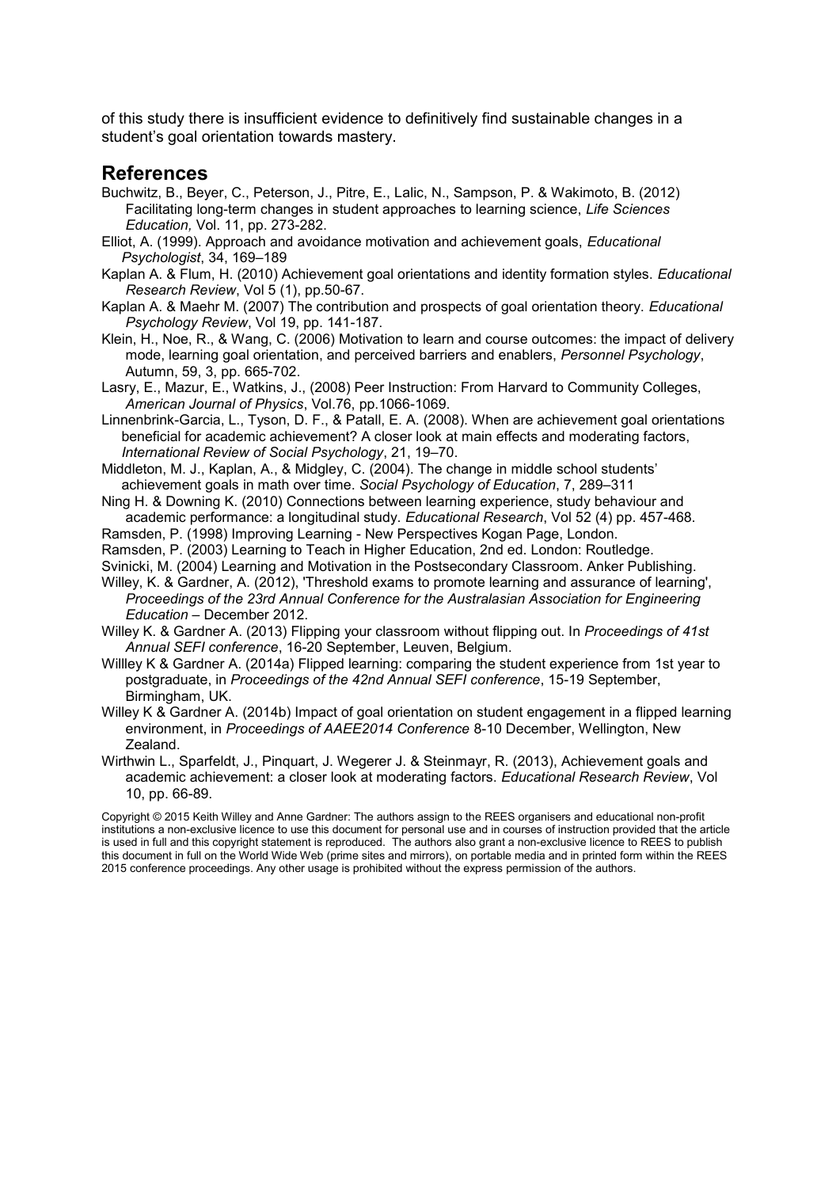of this study there is insufficient evidence to definitively find sustainable changes in a student's goal orientation towards mastery.

## References

Buchwitz, B., Beyer, C., Peterson, J., Pitre, E., Lalic, N., Sampson, P. & Wakimoto, B. (2012) Facilitating long-term changes in student approaches to learning science, *Life Sciences Education,* Vol. 11, pp. 273-282.

Elliot, A. (1999). Approach and avoidance motivation and achievement goals, *Educational Psychologist*, 34, 169–189

Kaplan A. & Flum, H. (2010) Achievement goal orientations and identity formation styles. *Educational Research Review*, Vol 5 (1), pp.50-67.

Kaplan A. & Maehr M. (2007) The contribution and prospects of goal orientation theory. *Educational Psychology Review*, Vol 19, pp. 141-187.

Klein, H., Noe, R., & Wang, C. (2006) Motivation to learn and course outcomes: the impact of delivery mode, learning goal orientation, and perceived barriers and enablers, *Personnel Psychology*, Autumn, 59, 3, pp. 665-702.

Lasry, E., Mazur, E., Watkins, J., (2008) Peer Instruction: From Harvard to Community Colleges, *American Journal of Physics*, Vol.76, pp.1066-1069.

Linnenbrink-Garcia, L., Tyson, D. F., & Patall, E. A. (2008). When are achievement goal orientations beneficial for academic achievement? A closer look at main effects and moderating factors, *International Review of Social Psychology*, 21, 19–70.

Middleton, M. J., Kaplan, A., & Midgley, C. (2004). The change in middle school students' achievement goals in math over time. *Social Psychology of Education*, 7, 289–311

Ning H. & Downing K. (2010) Connections between learning experience, study behaviour and academic performance: a longitudinal study. *Educational Research*, Vol 52 (4) pp. 457-468.

Ramsden, P. (1998) Improving Learning - New Perspectives Kogan Page, London.

Ramsden, P. (2003) Learning to Teach in Higher Education, 2nd ed. London: Routledge.

Svinicki, M. (2004) Learning and Motivation in the Postsecondary Classroom. Anker Publishing.

Willey, K. & Gardner, A. (2012), 'Threshold exams to promote learning and assurance of learning', *Proceedings of the 23rd Annual Conference for the Australasian Association for Engineering Education* – December 2012.

Willey K. & Gardner A. (2013) Flipping your classroom without flipping out. In *Proceedings of 41st Annual SEFI conference*, 16-20 September, Leuven, Belgium.

Willley K & Gardner A. (2014a) Flipped learning: comparing the student experience from 1st year to postgraduate, in *Proceedings of the 42nd Annual SEFI conference*, 15-19 September, Birmingham, UK.

Willey K & Gardner A. (2014b) Impact of goal orientation on student engagement in a flipped learning environment, in *Proceedings of AAEE2014 Conference* 8-10 December, Wellington, New Zealand.

Wirthwin L., Sparfeldt, J., Pinquart, J. Wegerer J. & Steinmayr, R. (2013), Achievement goals and academic achievement: a closer look at moderating factors. *Educational Research Review*, Vol 10, pp. 66-89.

Copyright © 2015 Keith Willey and Anne Gardner: The authors assign to the REES organisers and educational non-profit institutions a non-exclusive licence to use this document for personal use and in courses of instruction provided that the article is used in full and this copyright statement is reproduced. The authors also grant a non-exclusive licence to REES to publish this document in full on the World Wide Web (prime sites and mirrors), on portable media and in printed form within the REES 2015 conference proceedings. Any other usage is prohibited without the express permission of the authors.